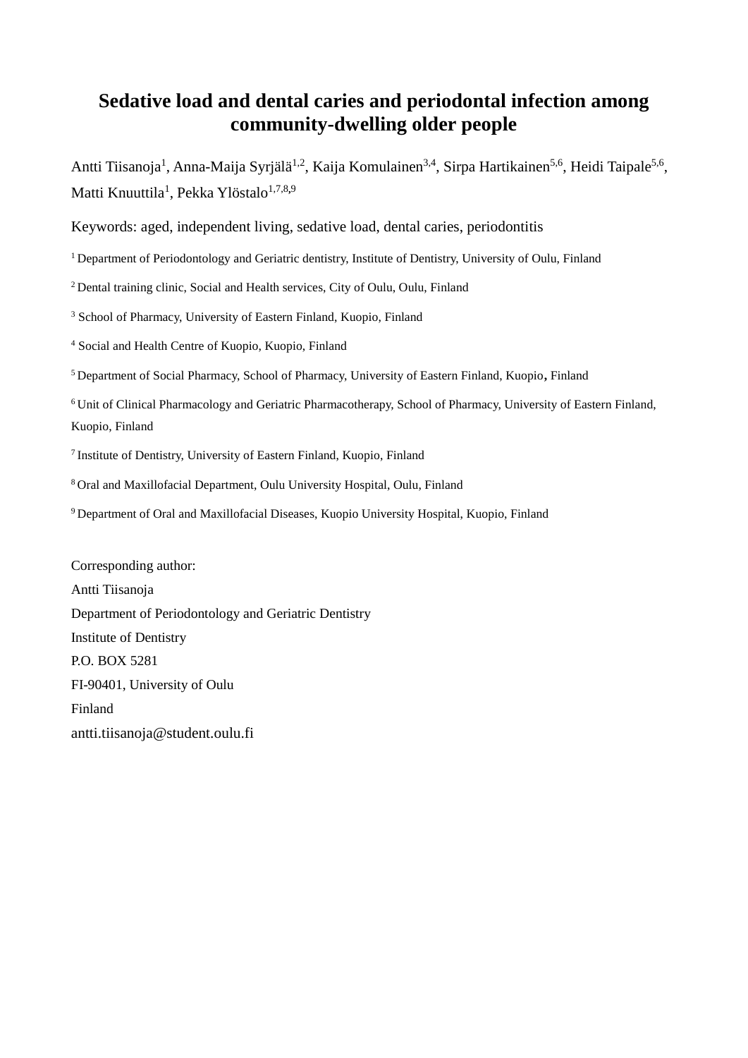# Sedative load and dental caries and periodontal infection among community-dwelling older people

Antti Tiisanoja[1], Anna-Maija Syrjälä[1,2], Kaija Komulainen[3,4], Sirpa Hartikainen[5,6], Heidi Taipale[5,6], Matti Knuuttila[1], Pekka Ylöstalo[1,7,8,9]

Keywords: aged, independent living, sedative load, dental caries, periodontitis

[1] Department of Periodontology and Geriatric dentistry, Institute of Dentistry, University of Oulu, Finland

[2] Dental training clinic, Social and Health services, City of Oulu, Oulu, Finland

[3] School of Pharmacy, University of Eastern Finland, Kuopio, Finland

[4] Social and Health Centre of Kuopio, Kuopio, Finland

[5] Department of Social Pharmacy, School of Pharmacy, University of Eastern Finland, Kuopio, Finland

[6] Unit of Clinical Pharmacology and Geriatric Pharmacotherapy, School of Pharmacy, University of Eastern Finland, Kuopio, Finland

[7] Institute of Dentistry, University of Eastern Finland, Kuopio, Finland

[8] Oral and Maxillofacial Department, Oulu University Hospital, Oulu, Finland

[9] Department of Oral and Maxillofacial Diseases, Kuopio University Hospital, Kuopio, Finland

Corresponding author:
Antti Tiisanoja
Department of Periodontology and Geriatric Dentistry
Institute of Dentistry
P.O. BOX 5281
FI-90401, University of Oulu
Finland
antti.tiisanoja@student.oulu.fi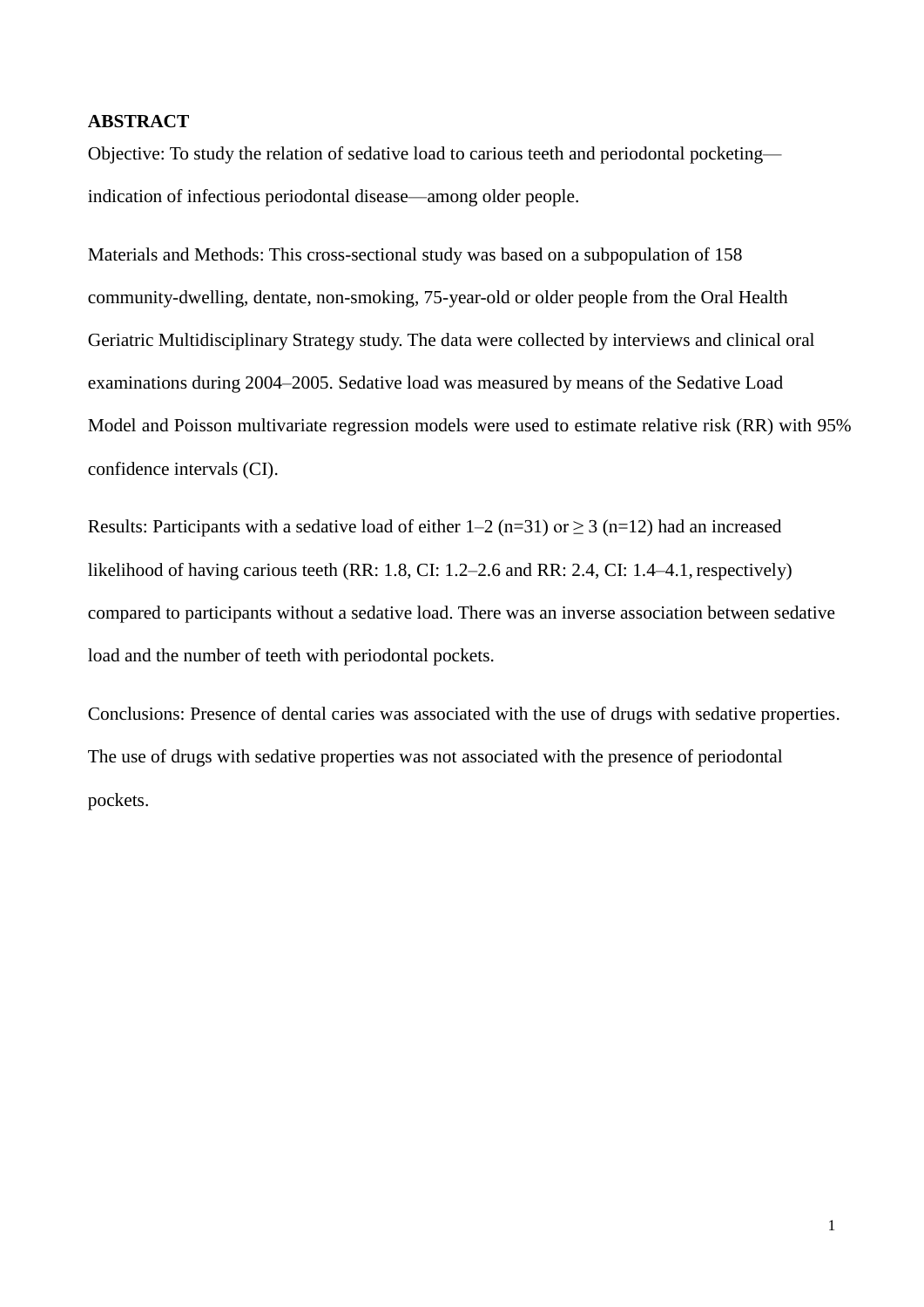**ABSTRACT**

Objective: To study the relation of sedative load to carious teeth and periodontal pocketing—indication of infectious periodontal disease—among older people.

Materials and Methods: This cross-sectional study was based on a subpopulation of 158 community-dwelling, dentate, non-smoking, 75-year-old or older people from the Oral Health Geriatric Multidisciplinary Strategy study. The data were collected by interviews and clinical oral examinations during 2004–2005. Sedative load was measured by means of the Sedative Load Model and Poisson multivariate regression models were used to estimate relative risk (RR) with 95% confidence intervals (CI).

Results: Participants with a sedative load of either 1–2 (n=31) or ≥ 3 (n=12) had an increased likelihood of having carious teeth (RR: 1.8, CI: 1.2–2.6 and RR: 2.4, CI: 1.4–4.1, respectively) compared to participants without a sedative load. There was an inverse association between sedative load and the number of teeth with periodontal pockets.

Conclusions: Presence of dental caries was associated with the use of drugs with sedative properties. The use of drugs with sedative properties was not associated with the presence of periodontal pockets.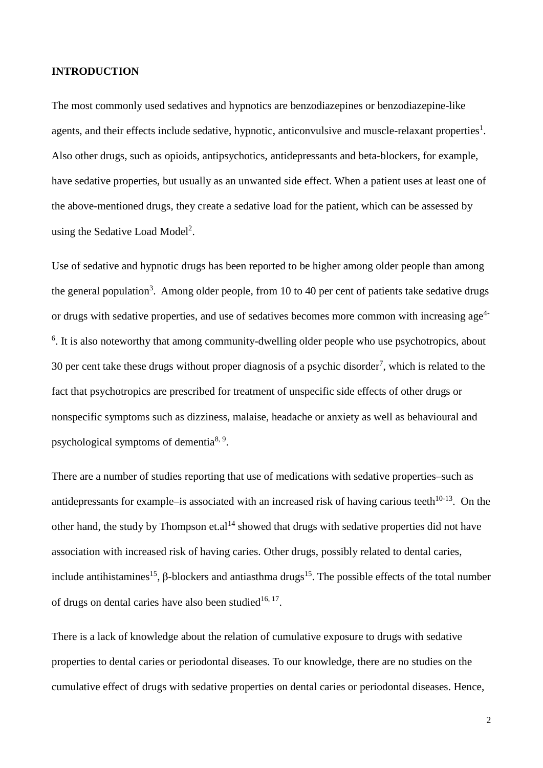## INTRODUCTION

The most commonly used sedatives and hypnotics are benzodiazepines or benzodiazepine-like agents, and their effects include sedative, hypnotic, anticonvulsive and muscle-relaxant properties[1]. Also other drugs, such as opioids, antipsychotics, antidepressants and beta-blockers, for example, have sedative properties, but usually as an unwanted side effect. When a patient uses at least one of the above-mentioned drugs, they create a sedative load for the patient, which can be assessed by using the Sedative Load Model[2].

Use of sedative and hypnotic drugs has been reported to be higher among older people than among the general population[3]. Among older people, from 10 to 40 per cent of patients take sedative drugs or drugs with sedative properties, and use of sedatives becomes more common with increasing age[4-6]. It is also noteworthy that among community-dwelling older people who use psychotropics, about 30 per cent take these drugs without proper diagnosis of a psychic disorder[7], which is related to the fact that psychotropics are prescribed for treatment of unspecific side effects of other drugs or nonspecific symptoms such as dizziness, malaise, headache or anxiety as well as behavioural and psychological symptoms of dementia[8, 9].

There are a number of studies reporting that use of medications with sedative properties–such as antidepressants for example–is associated with an increased risk of having carious teeth[10-13]. On the other hand, the study by Thompson et.al[14] showed that drugs with sedative properties did not have association with increased risk of having caries. Other drugs, possibly related to dental caries, include antihistamines[15], β-blockers and antiasthma drugs[15]. The possible effects of the total number of drugs on dental caries have also been studied[16, 17].

There is a lack of knowledge about the relation of cumulative exposure to drugs with sedative properties to dental caries or periodontal diseases. To our knowledge, there are no studies on the cumulative effect of drugs with sedative properties on dental caries or periodontal diseases. Hence,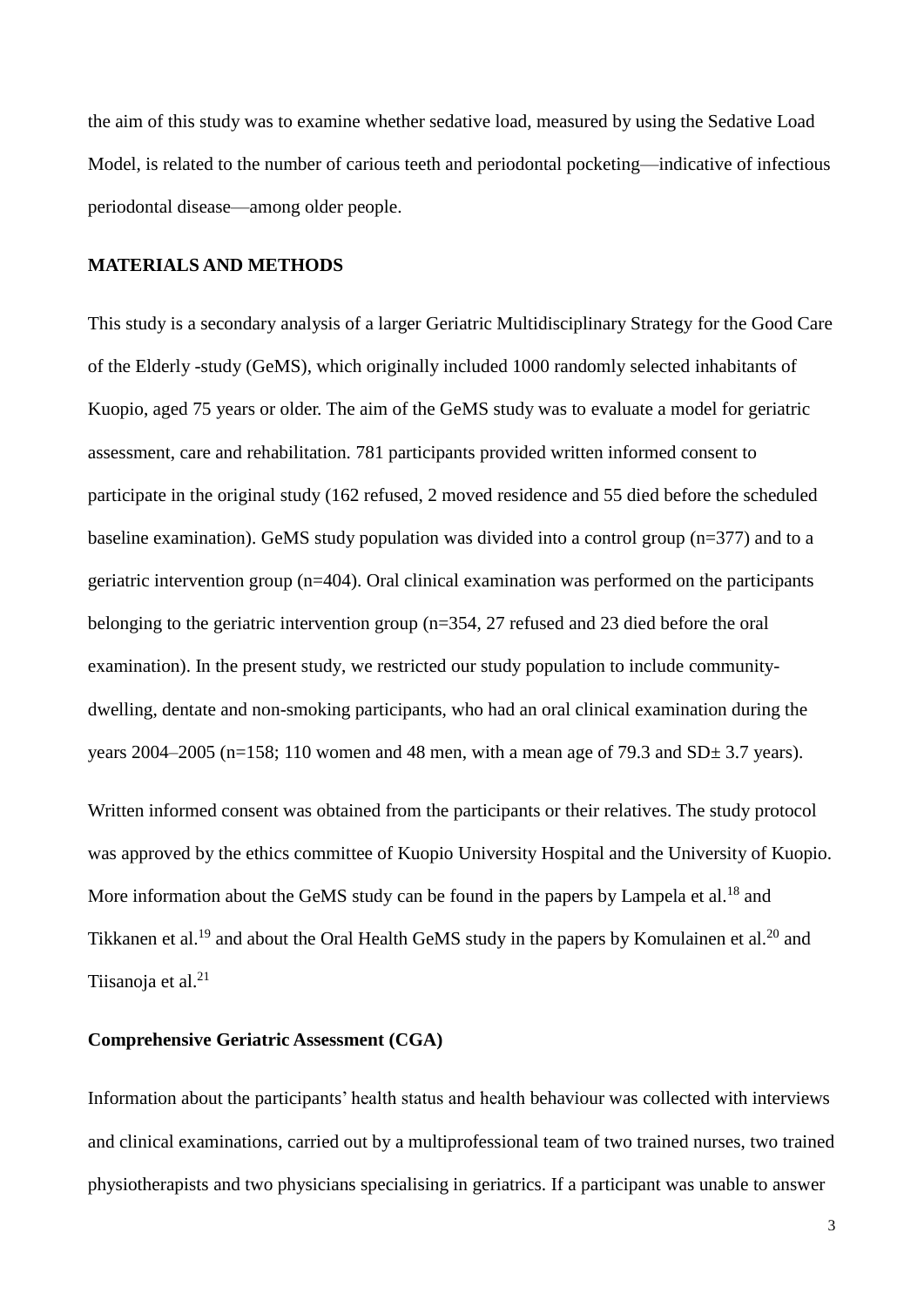the aim of this study was to examine whether sedative load, measured by using the Sedative Load Model, is related to the number of carious teeth and periodontal pocketing—indicative of infectious periodontal disease—among older people.

## MATERIALS AND METHODS

This study is a secondary analysis of a larger Geriatric Multidisciplinary Strategy for the Good Care of the Elderly -study (GeMS), which originally included 1000 randomly selected inhabitants of Kuopio, aged 75 years or older. The aim of the GeMS study was to evaluate a model for geriatric assessment, care and rehabilitation. 781 participants provided written informed consent to participate in the original study (162 refused, 2 moved residence and 55 died before the scheduled baseline examination). GeMS study population was divided into a control group (n=377) and to a geriatric intervention group (n=404). Oral clinical examination was performed on the participants belonging to the geriatric intervention group (n=354, 27 refused and 23 died before the oral examination). In the present study, we restricted our study population to include community-dwelling, dentate and non-smoking participants, who had an oral clinical examination during the years 2004–2005 (n=158; 110 women and 48 men, with a mean age of 79.3 and SD± 3.7 years).

Written informed consent was obtained from the participants or their relatives. The study protocol was approved by the ethics committee of Kuopio University Hospital and the University of Kuopio. More information about the GeMS study can be found in the papers by Lampela et al.[18] and Tikkanen et al.[19] and about the Oral Health GeMS study in the papers by Komulainen et al.[20] and Tiisanoja et al.[21]

### Comprehensive Geriatric Assessment (CGA)

Information about the participants' health status and health behaviour was collected with interviews and clinical examinations, carried out by a multiprofessional team of two trained nurses, two trained physiotherapists and two physicians specialising in geriatrics. If a participant was unable to answer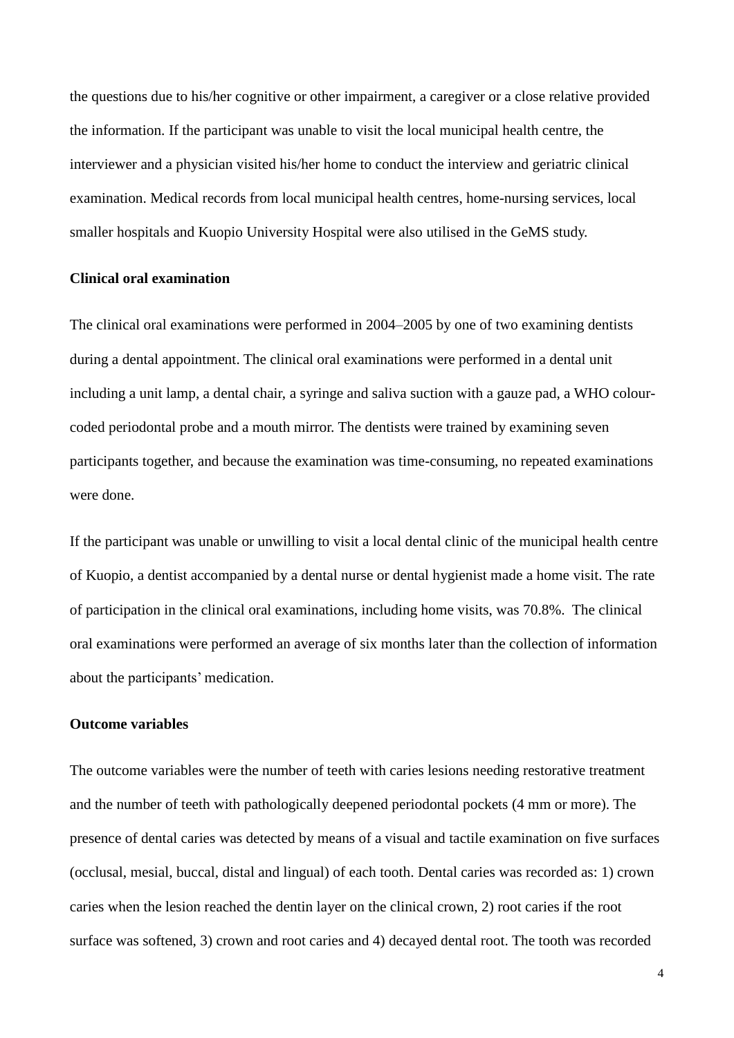the questions due to his/her cognitive or other impairment, a caregiver or a close relative provided the information. If the participant was unable to visit the local municipal health centre, the interviewer and a physician visited his/her home to conduct the interview and geriatric clinical examination. Medical records from local municipal health centres, home-nursing services, local smaller hospitals and Kuopio University Hospital were also utilised in the GeMS study.

**Clinical oral examination**

The clinical oral examinations were performed in 2004–2005 by one of two examining dentists during a dental appointment. The clinical oral examinations were performed in a dental unit including a unit lamp, a dental chair, a syringe and saliva suction with a gauze pad, a WHO colour-coded periodontal probe and a mouth mirror. The dentists were trained by examining seven participants together, and because the examination was time-consuming, no repeated examinations were done.

If the participant was unable or unwilling to visit a local dental clinic of the municipal health centre of Kuopio, a dentist accompanied by a dental nurse or dental hygienist made a home visit. The rate of participation in the clinical oral examinations, including home visits, was 70.8%. The clinical oral examinations were performed an average of six months later than the collection of information about the participants' medication.

**Outcome variables**

The outcome variables were the number of teeth with caries lesions needing restorative treatment and the number of teeth with pathologically deepened periodontal pockets (4 mm or more). The presence of dental caries was detected by means of a visual and tactile examination on five surfaces (occlusal, mesial, buccal, distal and lingual) of each tooth. Dental caries was recorded as: 1) crown caries when the lesion reached the dentin layer on the clinical crown, 2) root caries if the root surface was softened, 3) crown and root caries and 4) decayed dental root. The tooth was recorded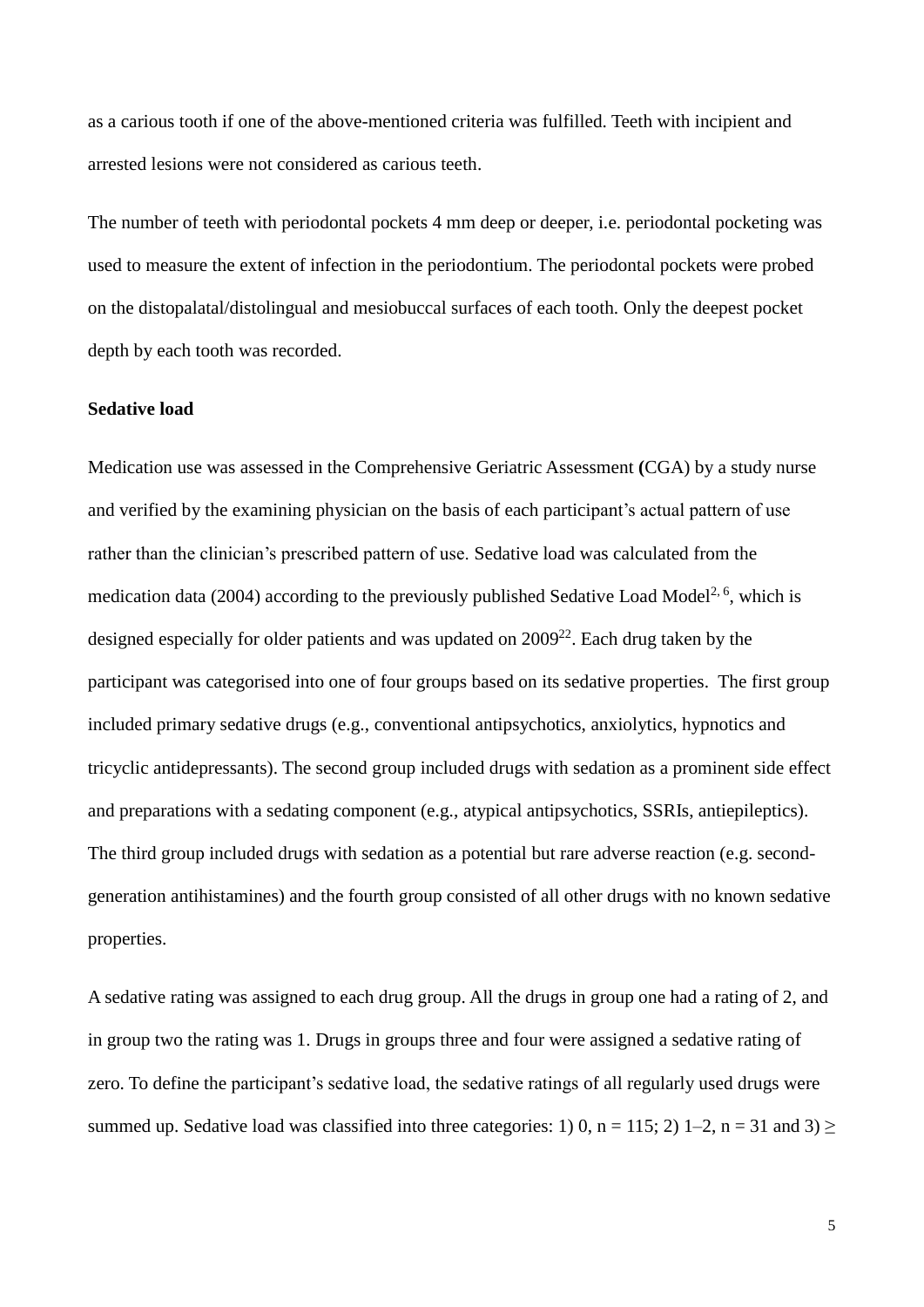as a carious tooth if one of the above-mentioned criteria was fulfilled. Teeth with incipient and arrested lesions were not considered as carious teeth.

The number of teeth with periodontal pockets 4 mm deep or deeper, i.e. periodontal pocketing was used to measure the extent of infection in the periodontium. The periodontal pockets were probed on the distopalatal/distolingual and mesiobuccal surfaces of each tooth. Only the deepest pocket depth by each tooth was recorded.

**Sedative load**

Medication use was assessed in the Comprehensive Geriatric Assessment (CGA) by a study nurse and verified by the examining physician on the basis of each participant's actual pattern of use rather than the clinician's prescribed pattern of use. Sedative load was calculated from the medication data (2004) according to the previously published Sedative Load Model[2, 6], which is designed especially for older patients and was updated on 2009[22]. Each drug taken by the participant was categorised into one of four groups based on its sedative properties. The first group included primary sedative drugs (e.g., conventional antipsychotics, anxiolytics, hypnotics and tricyclic antidepressants). The second group included drugs with sedation as a prominent side effect and preparations with a sedating component (e.g., atypical antipsychotics, SSRIs, antiepileptics). The third group included drugs with sedation as a potential but rare adverse reaction (e.g. second-generation antihistamines) and the fourth group consisted of all other drugs with no known sedative properties.

A sedative rating was assigned to each drug group. All the drugs in group one had a rating of 2, and in group two the rating was 1. Drugs in groups three and four were assigned a sedative rating of zero. To define the participant's sedative load, the sedative ratings of all regularly used drugs were summed up. Sedative load was classified into three categories: 1) 0, $n = 115$; 2) 1–2, $n = 31$ and 3) $\geq$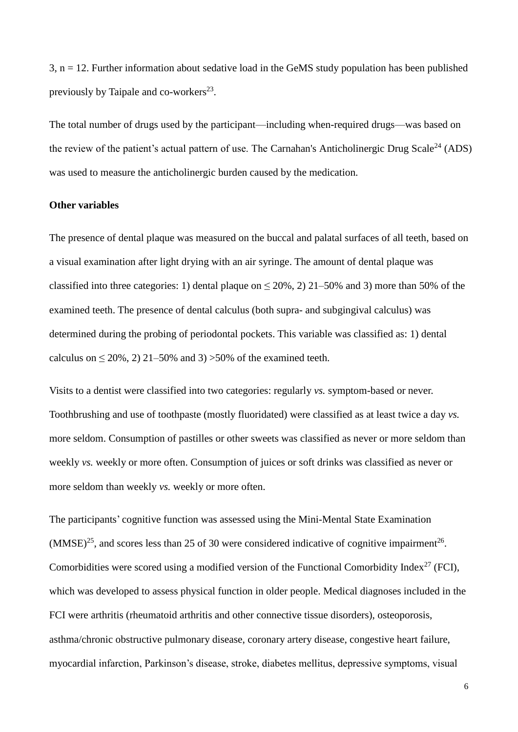3, n = 12. Further information about sedative load in the GeMS study population has been published previously by Taipale and co-workers[23].

The total number of drugs used by the participant—including when-required drugs—was based on the review of the patient's actual pattern of use. The Carnahan's Anticholinergic Drug Scale[24] (ADS) was used to measure the anticholinergic burden caused by the medication.

**Other variables**

The presence of dental plaque was measured on the buccal and palatal surfaces of all teeth, based on a visual examination after light drying with an air syringe. The amount of dental plaque was classified into three categories: 1) dental plaque on ≤ 20%, 2) 21–50% and 3) more than 50% of the examined teeth. The presence of dental calculus (both supra- and subgingival calculus) was determined during the probing of periodontal pockets. This variable was classified as: 1) dental calculus on ≤ 20%, 2) 21–50% and 3) >50% of the examined teeth.

Visits to a dentist were classified into two categories: regularly *vs.* symptom-based or never. Toothbrushing and use of toothpaste (mostly fluoridated) were classified as at least twice a day *vs.* more seldom. Consumption of pastilles or other sweets was classified as never or more seldom than weekly *vs.* weekly or more often. Consumption of juices or soft drinks was classified as never or more seldom than weekly *vs.* weekly or more often.

The participants' cognitive function was assessed using the Mini-Mental State Examination (MMSE)[25], and scores less than 25 of 30 were considered indicative of cognitive impairment[26]. Comorbidities were scored using a modified version of the Functional Comorbidity Index[27] (FCI), which was developed to assess physical function in older people. Medical diagnoses included in the FCI were arthritis (rheumatoid arthritis and other connective tissue disorders), osteoporosis, asthma/chronic obstructive pulmonary disease, coronary artery disease, congestive heart failure, myocardial infarction, Parkinson's disease, stroke, diabetes mellitus, depressive symptoms, visual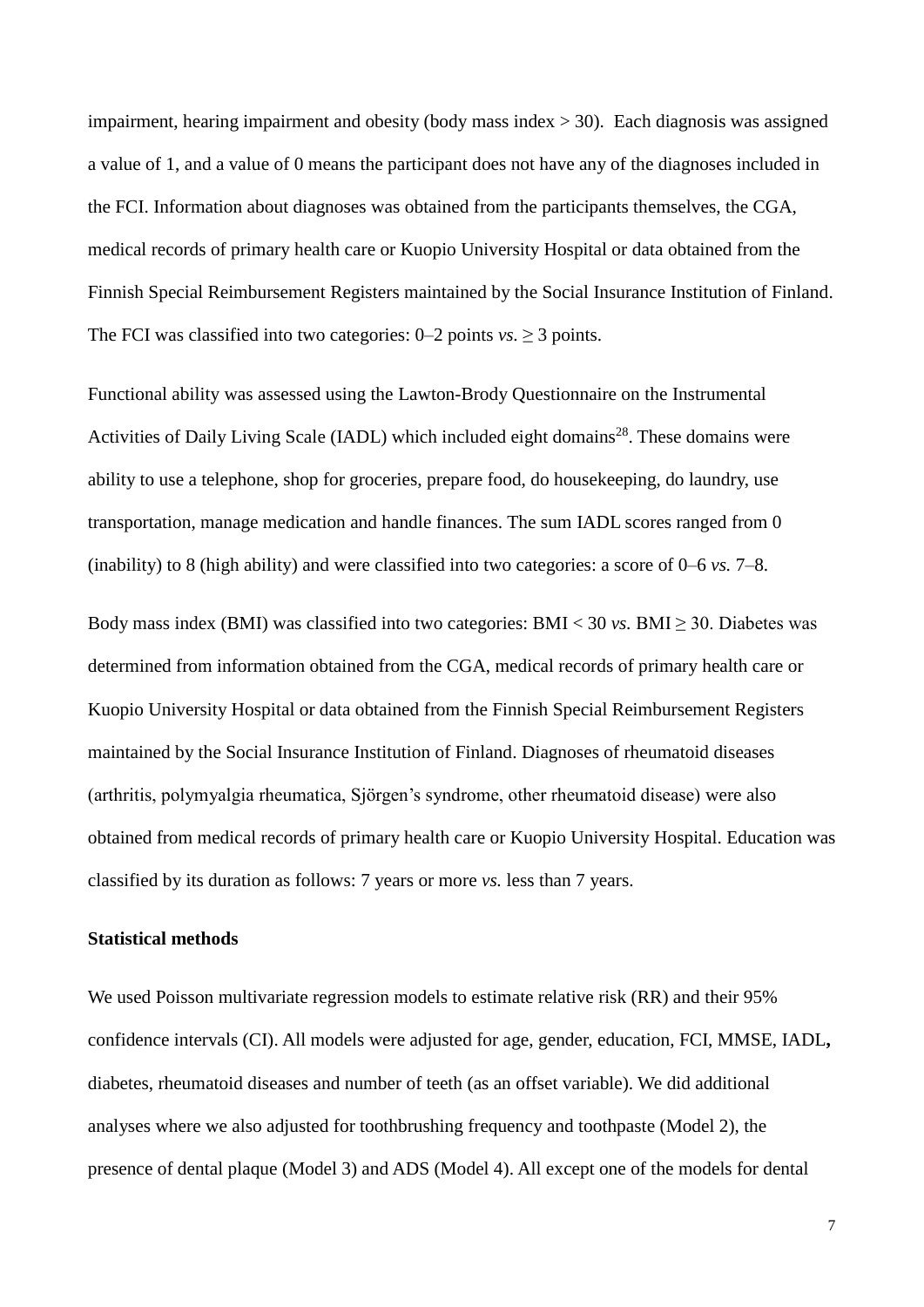impairment, hearing impairment and obesity (body mass index > 30). Each diagnosis was assigned a value of 1, and a value of 0 means the participant does not have any of the diagnoses included in the FCI. Information about diagnoses was obtained from the participants themselves, the CGA, medical records of primary health care or Kuopio University Hospital or data obtained from the Finnish Special Reimbursement Registers maintained by the Social Insurance Institution of Finland. The FCI was classified into two categories: 0–2 points *vs.* ≥ 3 points.

Functional ability was assessed using the Lawton-Brody Questionnaire on the Instrumental Activities of Daily Living Scale (IADL) which included eight domains[28]. These domains were ability to use a telephone, shop for groceries, prepare food, do housekeeping, do laundry, use transportation, manage medication and handle finances. The sum IADL scores ranged from 0 (inability) to 8 (high ability) and were classified into two categories: a score of 0–6 *vs.* 7–8.

Body mass index (BMI) was classified into two categories: BMI < 30 *vs.* BMI ≥ 30. Diabetes was determined from information obtained from the CGA, medical records of primary health care or Kuopio University Hospital or data obtained from the Finnish Special Reimbursement Registers maintained by the Social Insurance Institution of Finland. Diagnoses of rheumatoid diseases (arthritis, polymyalgia rheumatica, Sjörgen's syndrome, other rheumatoid disease) were also obtained from medical records of primary health care or Kuopio University Hospital. Education was classified by its duration as follows: 7 years or more *vs.* less than 7 years.

**Statistical methods**

We used Poisson multivariate regression models to estimate relative risk (RR) and their 95% confidence intervals (CI). All models were adjusted for age, gender, education, FCI, MMSE, IADL**,** diabetes, rheumatoid diseases and number of teeth (as an offset variable). We did additional analyses where we also adjusted for toothbrushing frequency and toothpaste (Model 2), the presence of dental plaque (Model 3) and ADS (Model 4). All except one of the models for dental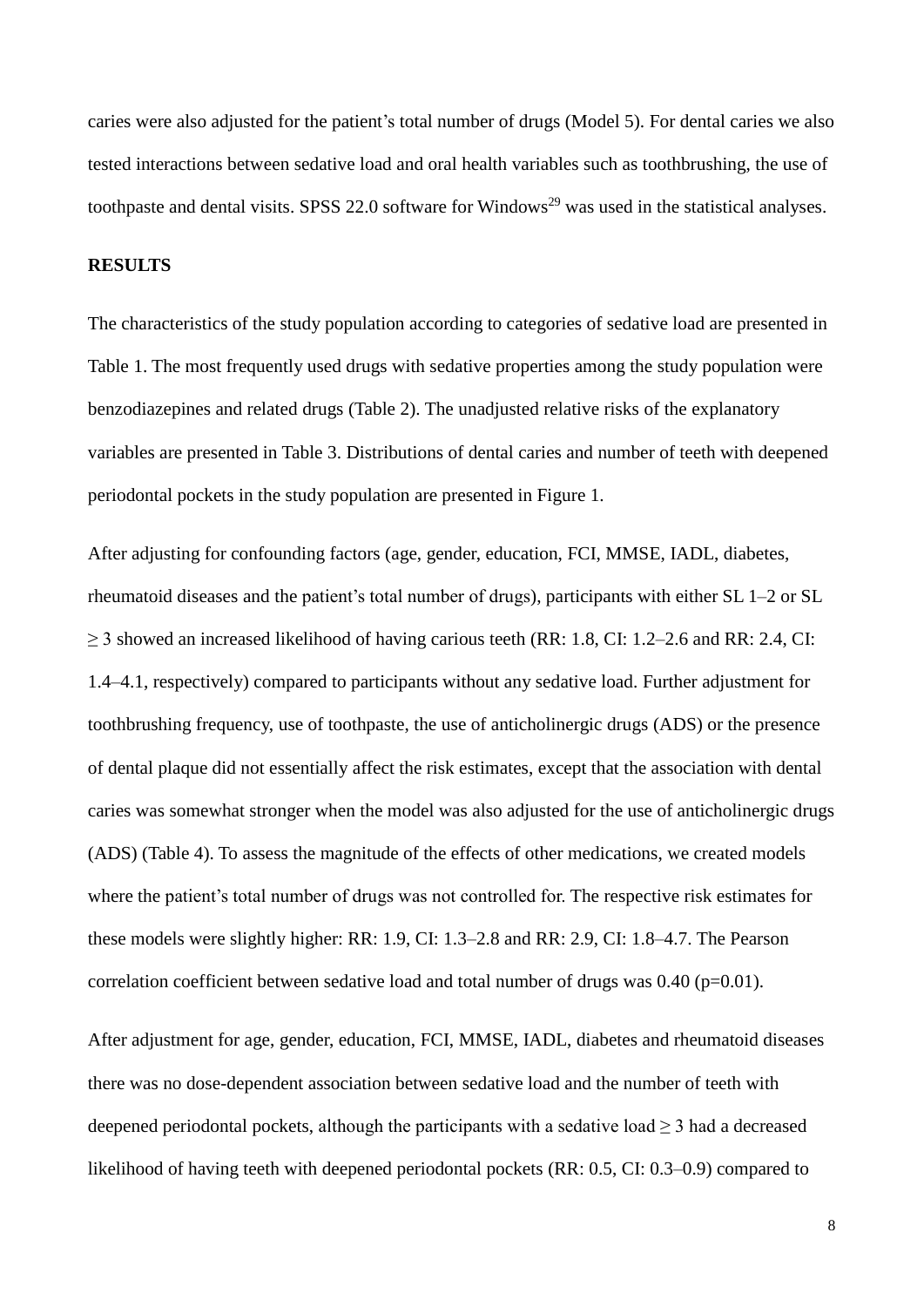caries were also adjusted for the patient's total number of drugs (Model 5). For dental caries we also tested interactions between sedative load and oral health variables such as toothbrushing, the use of toothpaste and dental visits. SPSS 22.0 software for Windows[29] was used in the statistical analyses.

## RESULTS

The characteristics of the study population according to categories of sedative load are presented in Table 1. The most frequently used drugs with sedative properties among the study population were benzodiazepines and related drugs (Table 2). The unadjusted relative risks of the explanatory variables are presented in Table 3. Distributions of dental caries and number of teeth with deepened periodontal pockets in the study population are presented in Figure 1.

After adjusting for confounding factors (age, gender, education, FCI, MMSE, IADL, diabetes, rheumatoid diseases and the patient's total number of drugs), participants with either SL 1–2 or SL ≥ 3 showed an increased likelihood of having carious teeth (RR: 1.8, CI: 1.2–2.6 and RR: 2.4, CI: 1.4–4.1, respectively) compared to participants without any sedative load. Further adjustment for toothbrushing frequency, use of toothpaste, the use of anticholinergic drugs (ADS) or the presence of dental plaque did not essentially affect the risk estimates, except that the association with dental caries was somewhat stronger when the model was also adjusted for the use of anticholinergic drugs (ADS) (Table 4). To assess the magnitude of the effects of other medications, we created models where the patient's total number of drugs was not controlled for. The respective risk estimates for these models were slightly higher: RR: 1.9, CI: 1.3–2.8 and RR: 2.9, CI: 1.8–4.7. The Pearson correlation coefficient between sedative load and total number of drugs was 0.40 ($p=0.01$).

After adjustment for age, gender, education, FCI, MMSE, IADL, diabetes and rheumatoid diseases there was no dose-dependent association between sedative load and the number of teeth with deepened periodontal pockets, although the participants with a sedative load ≥ 3 had a decreased likelihood of having teeth with deepened periodontal pockets (RR: 0.5, CI: 0.3–0.9) compared to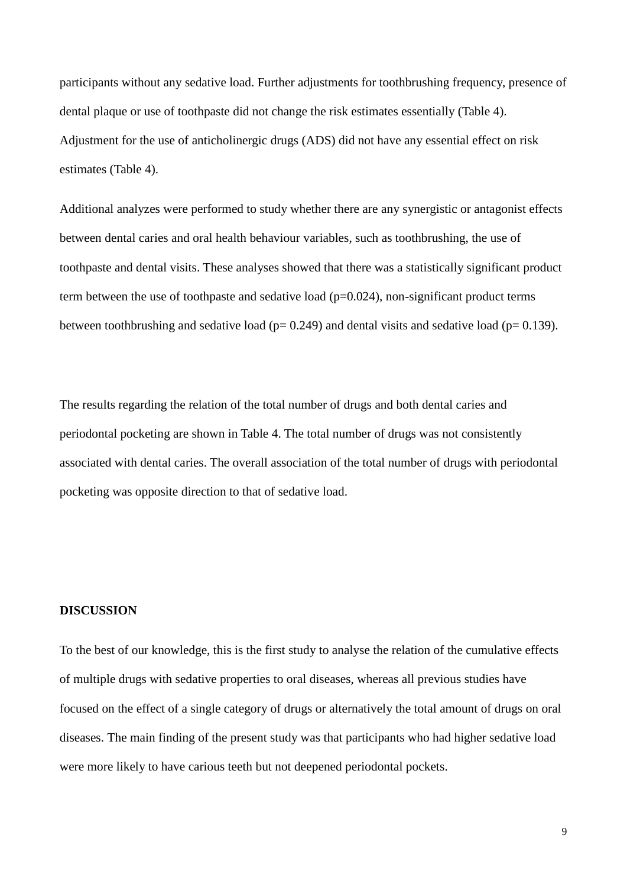participants without any sedative load. Further adjustments for toothbrushing frequency, presence of dental plaque or use of toothpaste did not change the risk estimates essentially (Table 4). Adjustment for the use of anticholinergic drugs (ADS) did not have any essential effect on risk estimates (Table 4).

Additional analyzes were performed to study whether there are any synergistic or antagonist effects between dental caries and oral health behaviour variables, such as toothbrushing, the use of toothpaste and dental visits. These analyses showed that there was a statistically significant product term between the use of toothpaste and sedative load ($p=0.024$), non-significant product terms between toothbrushing and sedative load ($p= 0.249$) and dental visits and sedative load ($p= 0.139$).

The results regarding the relation of the total number of drugs and both dental caries and periodontal pocketing are shown in Table 4. The total number of drugs was not consistently associated with dental caries. The overall association of the total number of drugs with periodontal pocketing was opposite direction to that of sedative load.

## DISCUSSION

To the best of our knowledge, this is the first study to analyse the relation of the cumulative effects of multiple drugs with sedative properties to oral diseases, whereas all previous studies have focused on the effect of a single category of drugs or alternatively the total amount of drugs on oral diseases. The main finding of the present study was that participants who had higher sedative load were more likely to have carious teeth but not deepened periodontal pockets.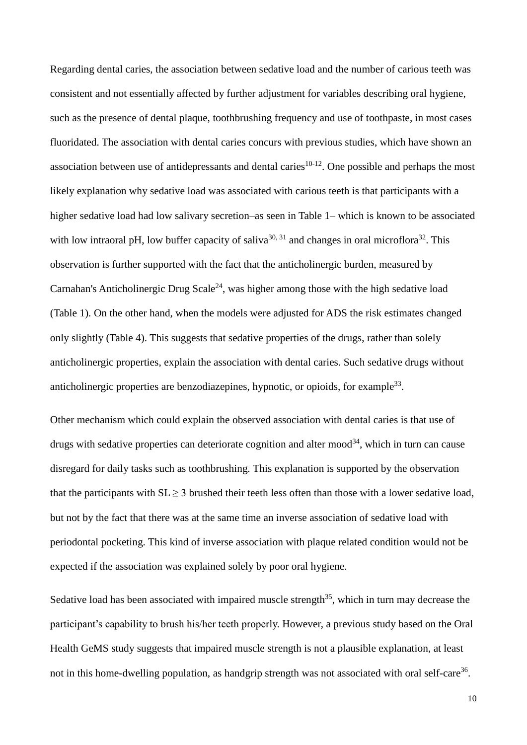Regarding dental caries, the association between sedative load and the number of carious teeth was consistent and not essentially affected by further adjustment for variables describing oral hygiene, such as the presence of dental plaque, toothbrushing frequency and use of toothpaste, in most cases fluoridated. The association with dental caries concurs with previous studies, which have shown an association between use of antidepressants and dental caries[10-12]. One possible and perhaps the most likely explanation why sedative load was associated with carious teeth is that participants with a higher sedative load had low salivary secretion–as seen in Table 1– which is known to be associated with low intraoral pH, low buffer capacity of saliva[30, 31] and changes in oral microflora[32]. This observation is further supported with the fact that the anticholinergic burden, measured by Carnahan's Anticholinergic Drug Scale[24], was higher among those with the high sedative load (Table 1). On the other hand, when the models were adjusted for ADS the risk estimates changed only slightly (Table 4). This suggests that sedative properties of the drugs, rather than solely anticholinergic properties, explain the association with dental caries. Such sedative drugs without anticholinergic properties are benzodiazepines, hypnotic, or opioids, for example[33].

Other mechanism which could explain the observed association with dental caries is that use of drugs with sedative properties can deteriorate cognition and alter mood[34], which in turn can cause disregard for daily tasks such as toothbrushing. This explanation is supported by the observation that the participants with SL $\geq$ 3 brushed their teeth less often than those with a lower sedative load, but not by the fact that there was at the same time an inverse association of sedative load with periodontal pocketing. This kind of inverse association with plaque related condition would not be expected if the association was explained solely by poor oral hygiene.

Sedative load has been associated with impaired muscle strength[35], which in turn may decrease the participant's capability to brush his/her teeth properly. However, a previous study based on the Oral Health GeMS study suggests that impaired muscle strength is not a plausible explanation, at least not in this home-dwelling population, as handgrip strength was not associated with oral self-care[36].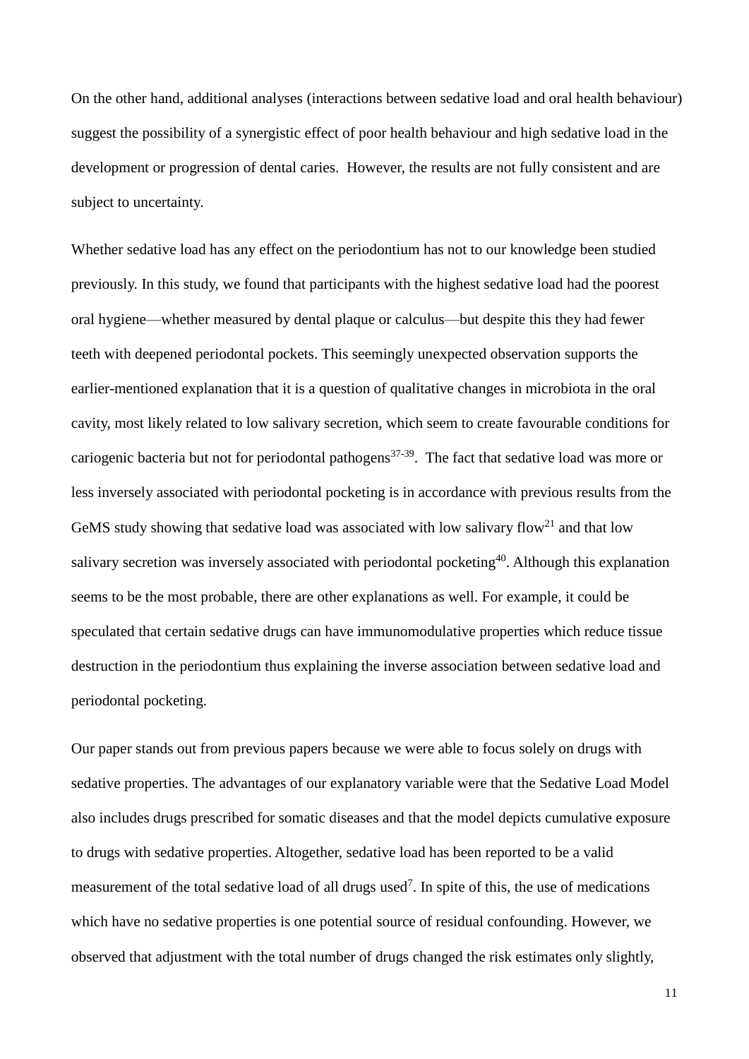On the other hand, additional analyses (interactions between sedative load and oral health behaviour) suggest the possibility of a synergistic effect of poor health behaviour and high sedative load in the development or progression of dental caries. However, the results are not fully consistent and are subject to uncertainty.

Whether sedative load has any effect on the periodontium has not to our knowledge been studied previously. In this study, we found that participants with the highest sedative load had the poorest oral hygiene—whether measured by dental plaque or calculus—but despite this they had fewer teeth with deepened periodontal pockets. This seemingly unexpected observation supports the earlier-mentioned explanation that it is a question of qualitative changes in microbiota in the oral cavity, most likely related to low salivary secretion, which seem to create favourable conditions for cariogenic bacteria but not for periodontal pathogens[37-39]. The fact that sedative load was more or less inversely associated with periodontal pocketing is in accordance with previous results from the GeMS study showing that sedative load was associated with low salivary flow[21] and that low salivary secretion was inversely associated with periodontal pocketing[40]. Although this explanation seems to be the most probable, there are other explanations as well. For example, it could be speculated that certain sedative drugs can have immunomodulative properties which reduce tissue destruction in the periodontium thus explaining the inverse association between sedative load and periodontal pocketing.

Our paper stands out from previous papers because we were able to focus solely on drugs with sedative properties. The advantages of our explanatory variable were that the Sedative Load Model also includes drugs prescribed for somatic diseases and that the model depicts cumulative exposure to drugs with sedative properties. Altogether, sedative load has been reported to be a valid measurement of the total sedative load of all drugs used[7]. In spite of this, the use of medications which have no sedative properties is one potential source of residual confounding. However, we observed that adjustment with the total number of drugs changed the risk estimates only slightly,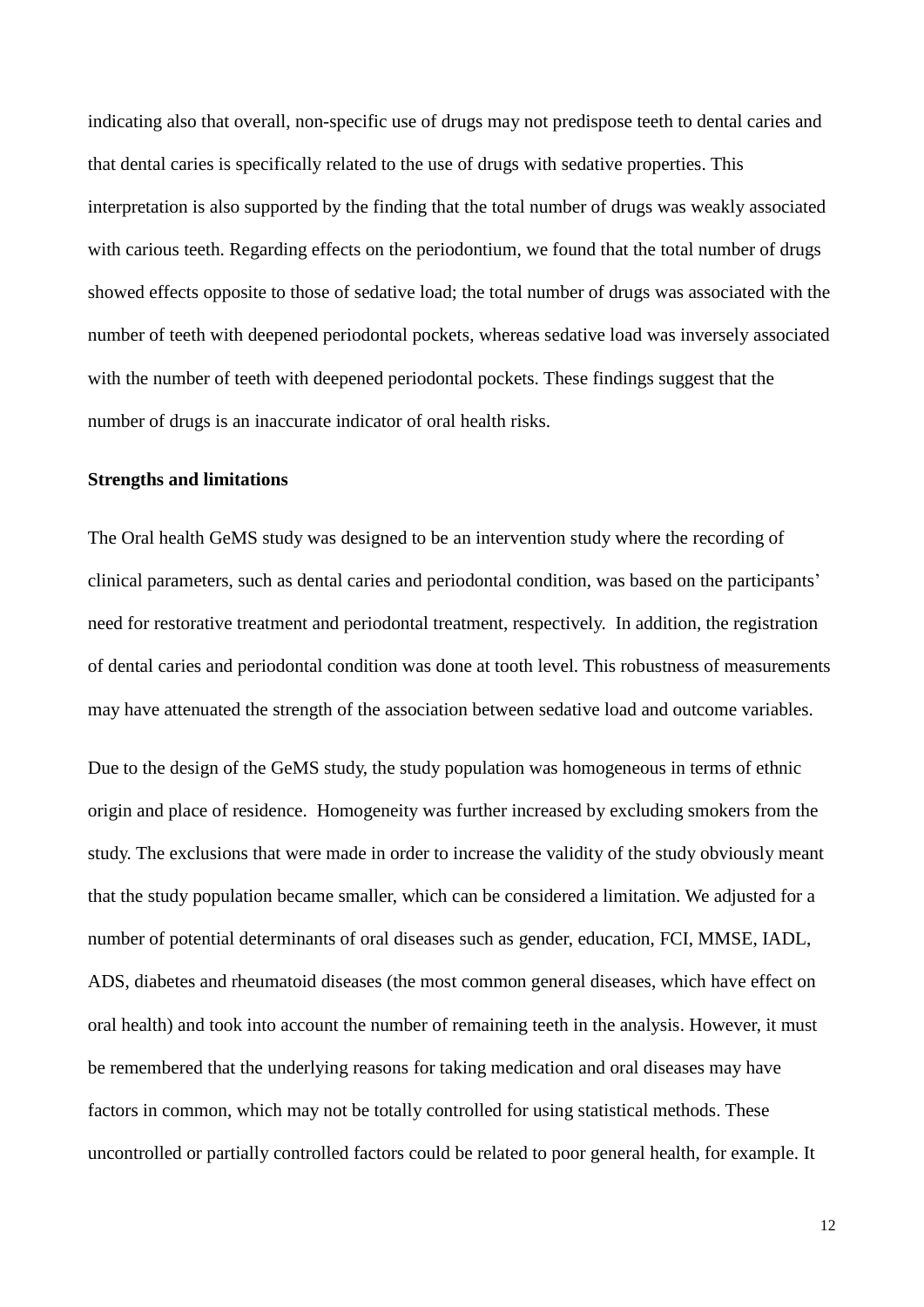indicating also that overall, non-specific use of drugs may not predispose teeth to dental caries and that dental caries is specifically related to the use of drugs with sedative properties. This interpretation is also supported by the finding that the total number of drugs was weakly associated with carious teeth. Regarding effects on the periodontium, we found that the total number of drugs showed effects opposite to those of sedative load; the total number of drugs was associated with the number of teeth with deepened periodontal pockets, whereas sedative load was inversely associated with the number of teeth with deepened periodontal pockets. These findings suggest that the number of drugs is an inaccurate indicator of oral health risks.

**Strengths and limitations**

The Oral health GeMS study was designed to be an intervention study where the recording of clinical parameters, such as dental caries and periodontal condition, was based on the participants' need for restorative treatment and periodontal treatment, respectively. In addition, the registration of dental caries and periodontal condition was done at tooth level. This robustness of measurements may have attenuated the strength of the association between sedative load and outcome variables.

Due to the design of the GeMS study, the study population was homogeneous in terms of ethnic origin and place of residence. Homogeneity was further increased by excluding smokers from the study. The exclusions that were made in order to increase the validity of the study obviously meant that the study population became smaller, which can be considered a limitation. We adjusted for a number of potential determinants of oral diseases such as gender, education, FCI, MMSE, IADL, ADS, diabetes and rheumatoid diseases (the most common general diseases, which have effect on oral health) and took into account the number of remaining teeth in the analysis. However, it must be remembered that the underlying reasons for taking medication and oral diseases may have factors in common, which may not be totally controlled for using statistical methods. These uncontrolled or partially controlled factors could be related to poor general health, for example. It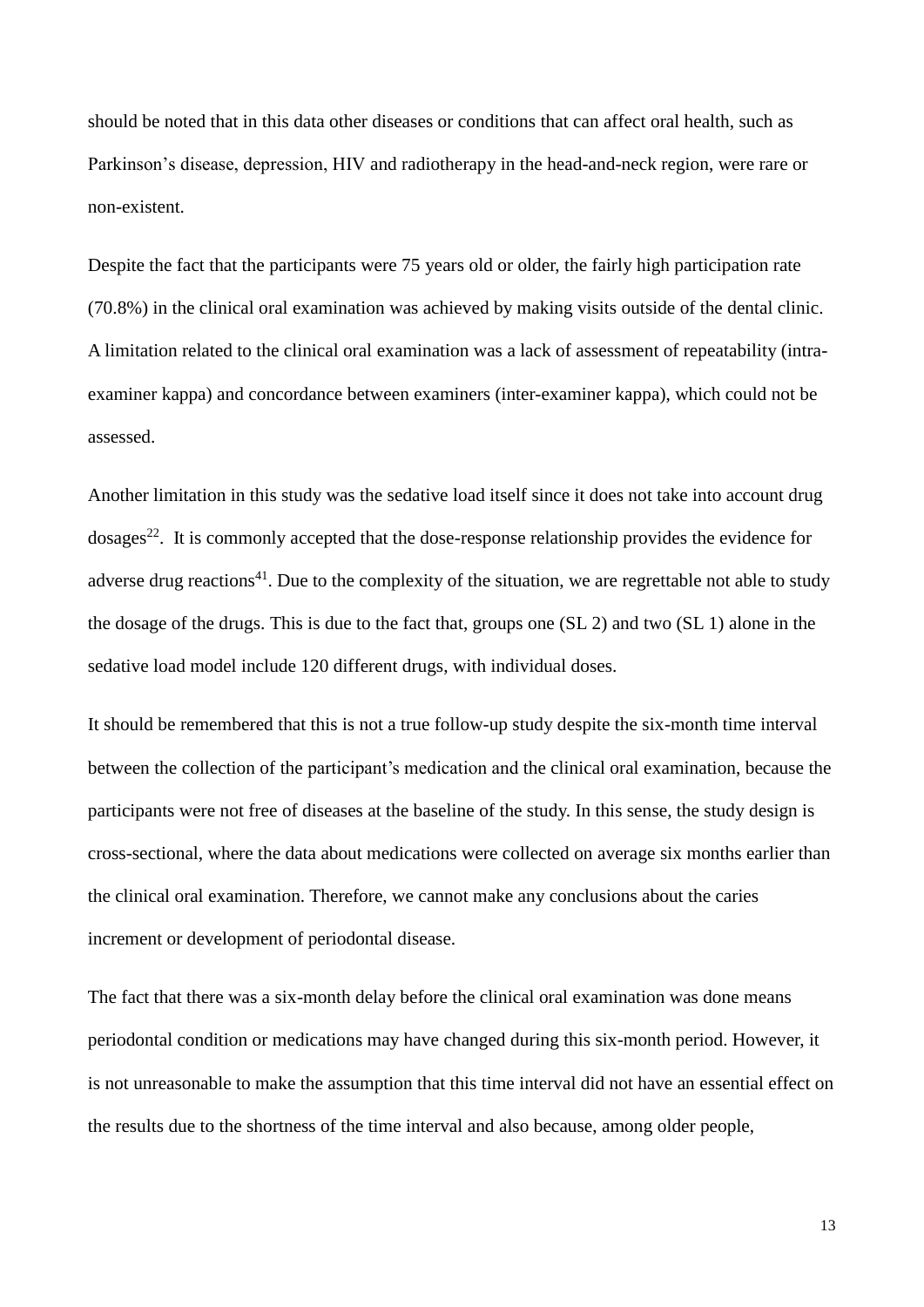should be noted that in this data other diseases or conditions that can affect oral health, such as Parkinson's disease, depression, HIV and radiotherapy in the head-and-neck region, were rare or non-existent.

Despite the fact that the participants were 75 years old or older, the fairly high participation rate (70.8%) in the clinical oral examination was achieved by making visits outside of the dental clinic. A limitation related to the clinical oral examination was a lack of assessment of repeatability (intra-examiner kappa) and concordance between examiners (inter-examiner kappa), which could not be assessed.

Another limitation in this study was the sedative load itself since it does not take into account drug dosages[22]. It is commonly accepted that the dose-response relationship provides the evidence for adverse drug reactions[41]. Due to the complexity of the situation, we are regrettable not able to study the dosage of the drugs. This is due to the fact that, groups one (SL 2) and two (SL 1) alone in the sedative load model include 120 different drugs, with individual doses.

It should be remembered that this is not a true follow-up study despite the six-month time interval between the collection of the participant's medication and the clinical oral examination, because the participants were not free of diseases at the baseline of the study. In this sense, the study design is cross-sectional, where the data about medications were collected on average six months earlier than the clinical oral examination. Therefore, we cannot make any conclusions about the caries increment or development of periodontal disease.

The fact that there was a six-month delay before the clinical oral examination was done means periodontal condition or medications may have changed during this six-month period. However, it is not unreasonable to make the assumption that this time interval did not have an essential effect on the results due to the shortness of the time interval and also because, among older people,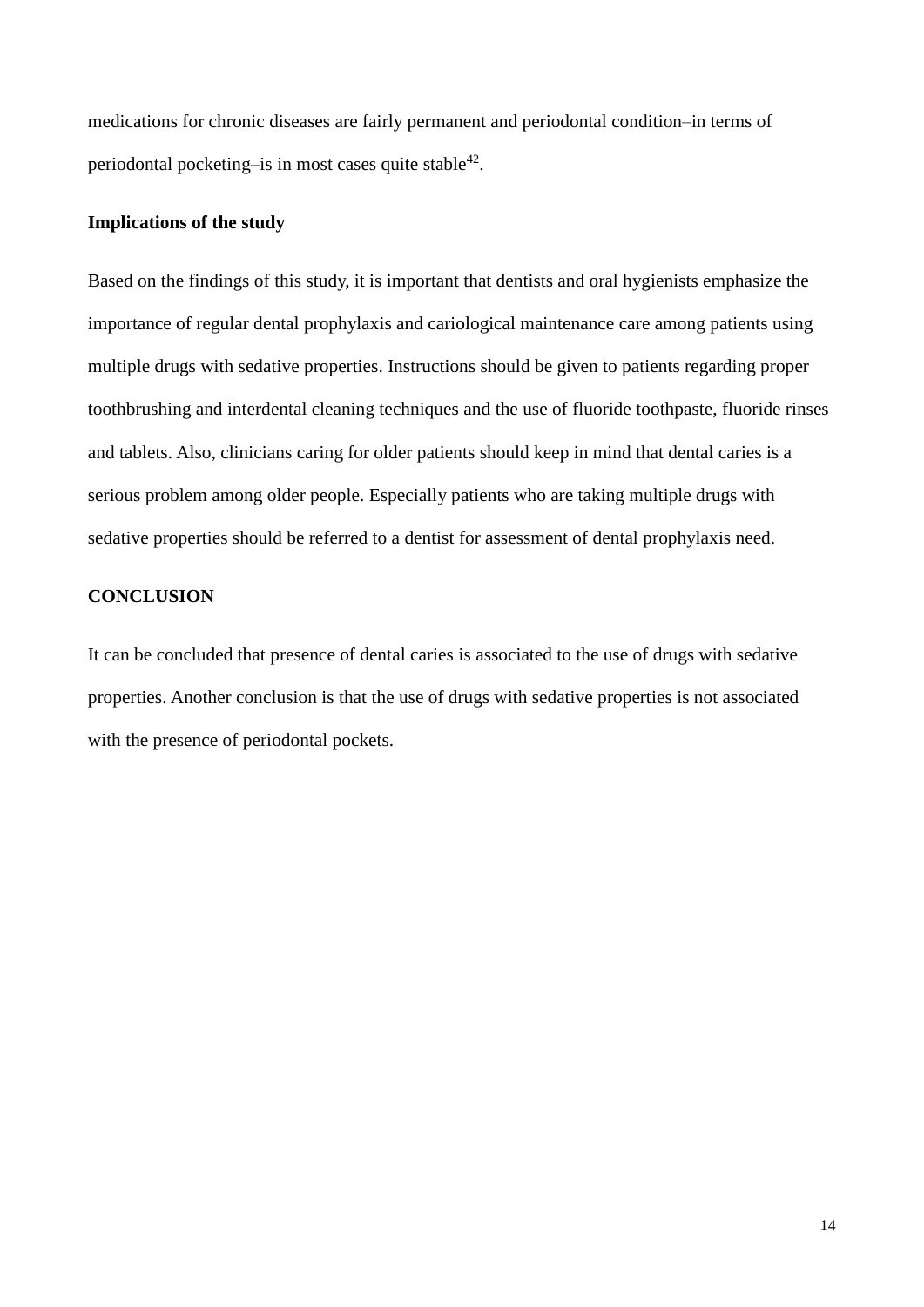medications for chronic diseases are fairly permanent and periodontal condition–in terms of periodontal pocketing–is in most cases quite stable[42].

**Implications of the study**

Based on the findings of this study, it is important that dentists and oral hygienists emphasize the importance of regular dental prophylaxis and cariological maintenance care among patients using multiple drugs with sedative properties. Instructions should be given to patients regarding proper toothbrushing and interdental cleaning techniques and the use of fluoride toothpaste, fluoride rinses and tablets. Also, clinicians caring for older patients should keep in mind that dental caries is a serious problem among older people. Especially patients who are taking multiple drugs with sedative properties should be referred to a dentist for assessment of dental prophylaxis need.

## CONCLUSION

It can be concluded that presence of dental caries is associated to the use of drugs with sedative properties. Another conclusion is that the use of drugs with sedative properties is not associated with the presence of periodontal pockets.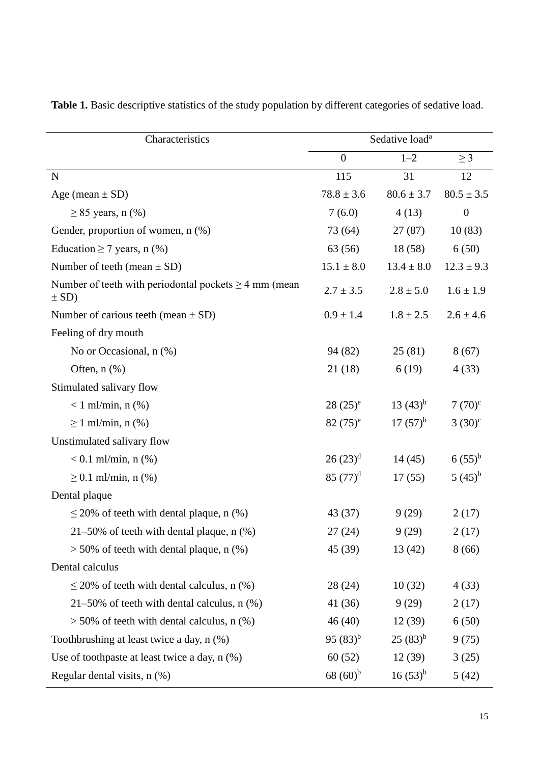**Table 1.** Basic descriptive statistics of the study population by different categories of sedative load.

| Characteristics | Sedative load[a] | | |
|---|---|---|---|
| | 0 | 1–2 | ≥ 3 |
| N | 115 | 31 | 12 |
| Age (mean ± SD) | 78.8 ± 3.6 | 80.6 ± 3.7 | 80.5 ± 3.5 |
| ≥ 85 years, n (%) | 7 (6.0) | 4 (13) | 0 |
| Gender, proportion of women, n (%) | 73 (64) | 27 (87) | 10 (83) |
| Education ≥ 7 years, n (%) | 63 (56) | 18 (58) | 6 (50) |
| Number of teeth (mean ± SD) | 15.1 ± 8.0 | 13.4 ± 8.0 | 12.3 ± 9.3 |
| Number of teeth with periodontal pockets ≥ 4 mm (mean ± SD) | 2.7 ± 3.5 | 2.8 ± 5.0 | 1.6 ± 1.9 |
| Number of carious teeth (mean ± SD) | 0.9 ± 1.4 | 1.8 ± 2.5 | 2.6 ± 4.6 |
| Feeling of dry mouth | | | |
| No or Occasional, n (%) | 94 (82) | 25 (81) | 8 (67) |
| Often, n (%) | 21 (18) | 6 (19) | 4 (33) |
| Stimulated salivary flow | | | |
| < 1 ml/min, n (%) | 28 (25)[e] | 13 (43)[b] | 7 (70)[c] |
| ≥ 1 ml/min, n (%) | 82 (75)[e] | 17 (57)[b] | 3 (30)[c] |
| Unstimulated salivary flow | | | |
| < 0.1 ml/min, n (%) | 26 (23)[d] | 14 (45) | 6 (55)[b] |
| ≥ 0.1 ml/min, n (%) | 85 (77)[d] | 17 (55) | 5 (45)[b] |
| Dental plaque | | | |
| ≤ 20% of teeth with dental plaque, n (%) | 43 (37) | 9 (29) | 2 (17) |
| 21–50% of teeth with dental plaque, n (%) | 27 (24) | 9 (29) | 2 (17) |
| > 50% of teeth with dental plaque, n (%) | 45 (39) | 13 (42) | 8 (66) |
| Dental calculus | | | |
| ≤ 20% of teeth with dental calculus, n (%) | 28 (24) | 10 (32) | 4 (33) |
| 21–50% of teeth with dental calculus, n (%) | 41 (36) | 9 (29) | 2 (17) |
| > 50% of teeth with dental calculus, n (%) | 46 (40) | 12 (39) | 6 (50) |
| Toothbrushing at least twice a day, n (%) | 95 (83)[b] | 25 (83)[b] | 9 (75) |
| Use of toothpaste at least twice a day, n (%) | 60 (52) | 12 (39) | 3 (25) |
| Regular dental visits, n (%) | 68 (60)[b] | 16 (53)[b] | 5 (42) |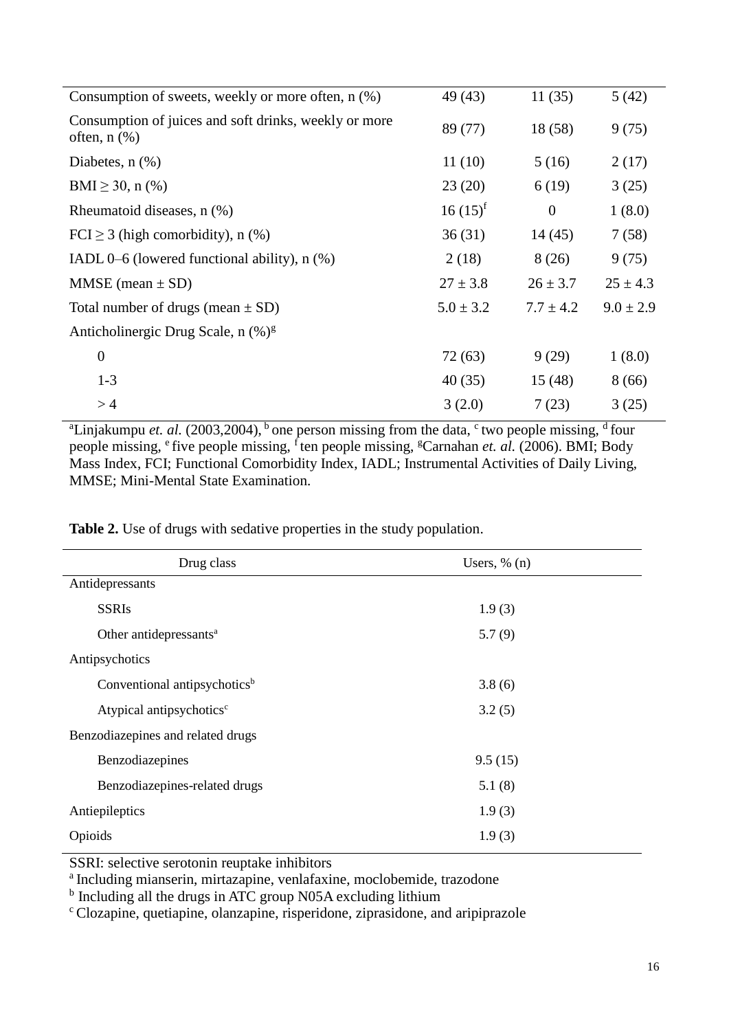| | | | |
|---|---|---|---|
| Consumption of sweets, weekly or more often, n (%) | 49 (43) | 11 (35) | 5 (42) |
| Consumption of juices and soft drinks, weekly or more often, n (%) | 89 (77) | 18 (58) | 9 (75) |
| Diabetes, n (%) | 11 (10) | 5 (16) | 2 (17) |
| BMI ≥ 30, n (%) | 23 (20) | 6 (19) | 3 (25) |
| Rheumatoid diseases, n (%) | 16 (15)[f] | 0 | 1 (8.0) |
| FCI ≥ 3 (high comorbidity), n (%) | 36 (31) | 14 (45) | 7 (58) |
| IADL 0–6 (lowered functional ability), n (%) | 2 (18) | 8 (26) | 9 (75) |
| MMSE (mean ± SD) | 27 ± 3.8 | 26 ± 3.7 | 25 ± 4.3 |
| Total number of drugs (mean ± SD) | 5.0 ± 3.2 | 7.7 ± 4.2 | 9.0 ± 2.9 |
| Anticholinergic Drug Scale, n (%)[g] | | | |
| 0 | 72 (63) | 9 (29) | 1 (8.0) |
| 1-3 | 40 (35) | 15 (48) | 8 (66) |
| > 4 | 3 (2.0) | 7 (23) | 3 (25) |

[a]Linjakumpu *et. al.* (2003,2004), [b] one person missing from the data, [c] two people missing, [d] four people missing, [e] five people missing, [f] ten people missing, [g]Carnahan *et. al.* (2006). BMI; Body Mass Index, FCI; Functional Comorbidity Index, IADL; Instrumental Activities of Daily Living, MMSE; Mini-Mental State Examination.

**Table 2.** Use of drugs with sedative properties in the study population.

| Drug class | Users, % (n) |
|---|---|
| Antidepressants | |
| SSRIs | 1.9 (3) |
| Other antidepressants[a] | 5.7 (9) |
| Antipsychotics | |
| Conventional antipsychotics[b] | 3.8 (6) |
| Atypical antipsychotics[c] | 3.2 (5) |
| Benzodiazepines and related drugs | |
| Benzodiazepines | 9.5 (15) |
| Benzodiazepines-related drugs | 5.1 (8) |
| Antiepileptics | 1.9 (3) |
| Opioids | 1.9 (3) |

SSRI: selective serotonin reuptake inhibitors
[a] Including mianserin, mirtazapine, venlafaxine, moclobemide, trazodone
[b] Including all the drugs in ATC group N05A excluding lithium
[c] Clozapine, quetiapine, olanzapine, risperidone, ziprasidone, and aripiprazole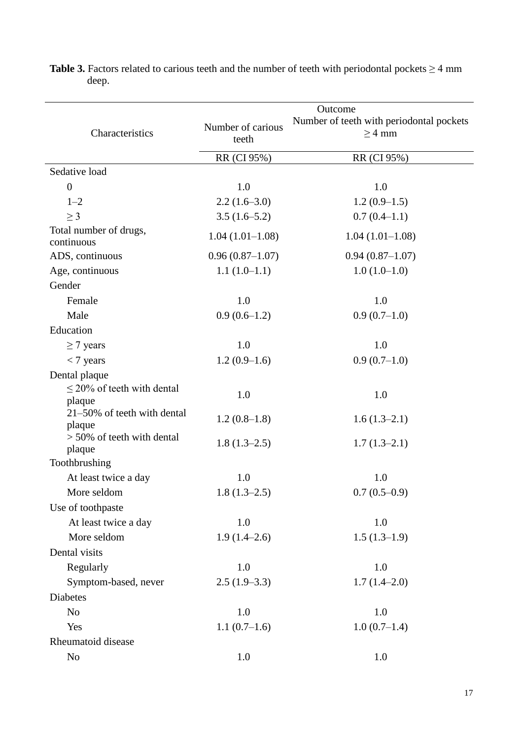**Table 3.** Factors related to carious teeth and the number of teeth with periodontal pockets ≥ 4 mm deep.

| Characteristics | Outcome | |
|---|---|---|
| | Number of carious teeth | Number of teeth with periodontal pockets ≥ 4 mm |
| | RR (CI 95%) | RR (CI 95%) |
| Sedative load | | |
| 0 | 1.0 | 1.0 |
| 1–2 | 2.2 (1.6–3.0) | 1.2 (0.9–1.5) |
| ≥ 3 | 3.5 (1.6–5.2) | 0.7 (0.4–1.1) |
| Total number of drugs, continuous | 1.04 (1.01–1.08) | 1.04 (1.01–1.08) |
| ADS, continuous | 0.96 (0.87–1.07) | 0.94 (0.87–1.07) |
| Age, continuous | 1.1 (1.0–1.1) | 1.0 (1.0–1.0) |
| Gender | | |
| Female | 1.0 | 1.0 |
| Male | 0.9 (0.6–1.2) | 0.9 (0.7–1.0) |
| Education | | |
| ≥ 7 years | 1.0 | 1.0 |
| < 7 years | 1.2 (0.9–1.6) | 0.9 (0.7–1.0) |
| Dental plaque | | |
| ≤ 20% of teeth with dental plaque | 1.0 | 1.0 |
| 21–50% of teeth with dental plaque | 1.2 (0.8–1.8) | 1.6 (1.3–2.1) |
| > 50% of teeth with dental plaque | 1.8 (1.3–2.5) | 1.7 (1.3–2.1) |
| Toothbrushing | | |
| At least twice a day | 1.0 | 1.0 |
| More seldom | 1.8 (1.3–2.5) | 0.7 (0.5–0.9) |
| Use of toothpaste | | |
| At least twice a day | 1.0 | 1.0 |
| More seldom | 1.9 (1.4–2.6) | 1.5 (1.3–1.9) |
| Dental visits | | |
| Regularly | 1.0 | 1.0 |
| Symptom-based, never | 2.5 (1.9–3.3) | 1.7 (1.4–2.0) |
| Diabetes | | |
| No | 1.0 | 1.0 |
| Yes | 1.1 (0.7–1.6) | 1.0 (0.7–1.4) |
| Rheumatoid disease | | |
| No | 1.0 | 1.0 |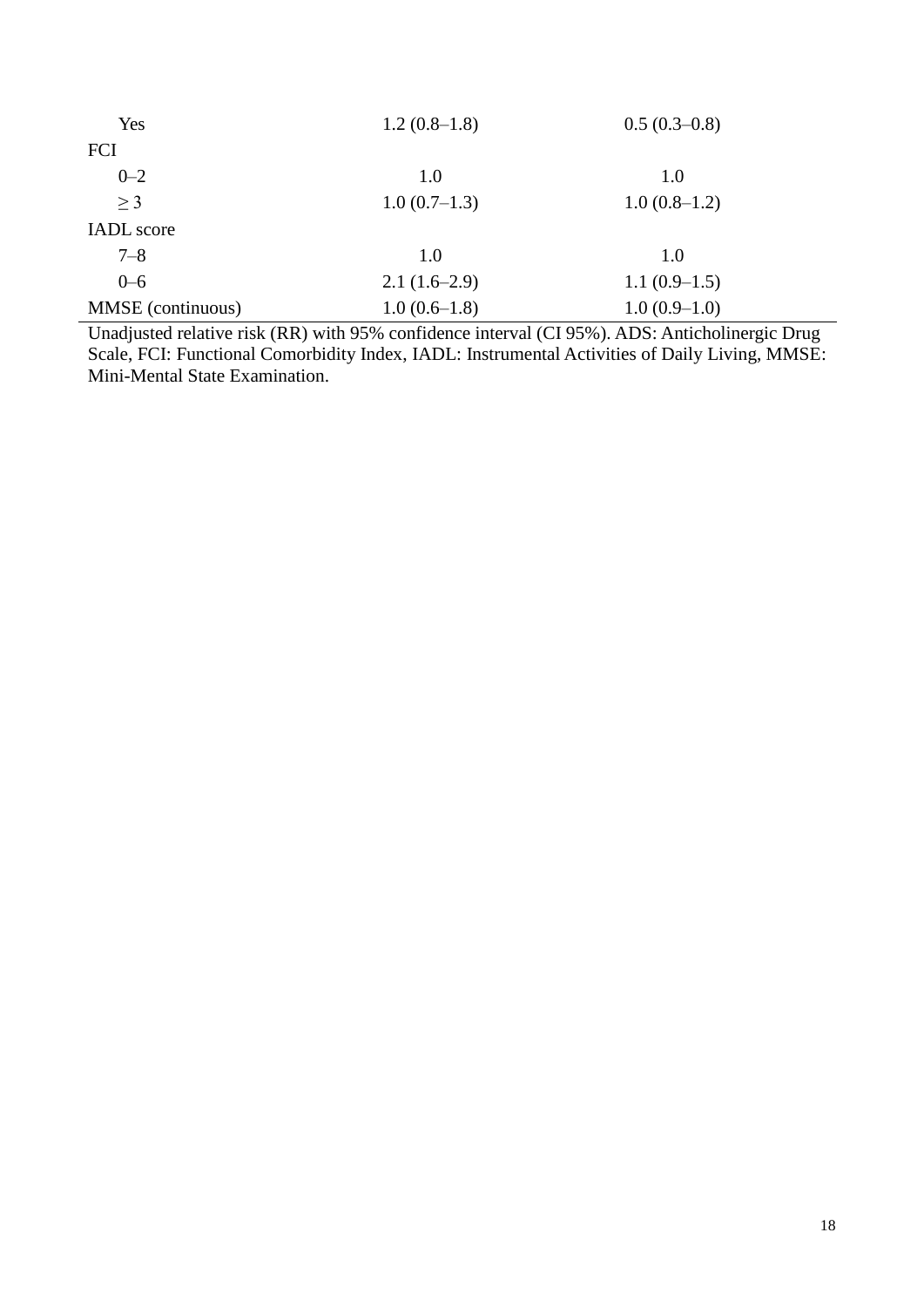| | | |
|---|---|---|
| Yes | 1.2 (0.8–1.8) | 0.5 (0.3–0.8) |
| FCI | | |
| 0–2 | 1.0 | 1.0 |
| ≥ 3 | 1.0 (0.7–1.3) | 1.0 (0.8–1.2) |
| IADL score | | |
| 7–8 | 1.0 | 1.0 |
| 0–6 | 2.1 (1.6–2.9) | 1.1 (0.9–1.5) |
| MMSE (continuous) | 1.0 (0.6–1.8) | 1.0 (0.9–1.0) |

Unadjusted relative risk (RR) with 95% confidence interval (CI 95%). ADS: Anticholinergic Drug Scale, FCI: Functional Comorbidity Index, IADL: Instrumental Activities of Daily Living, MMSE: Mini-Mental State Examination.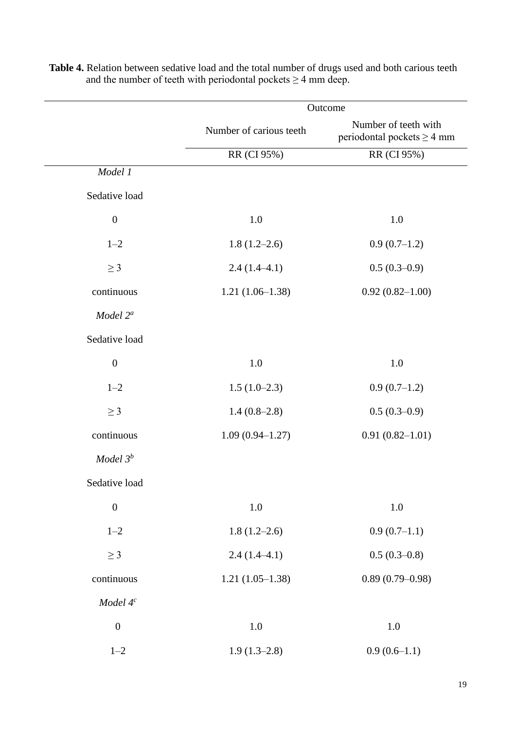**Table 4.** Relation between sedative load and the total number of drugs used and both carious teeth and the number of teeth with periodontal pockets ≥ 4 mm deep.

| | Outcome | |
|---|---|---|
| | Number of carious teeth | Number of teeth with periodontal pockets ≥ 4 mm |
| | RR (CI 95%) | RR (CI 95%) |
| *Model 1* | | |
| Sedative load | | |
| 0 | 1.0 | 1.0 |
| 1–2 | 1.8 (1.2–2.6) | 0.9 (0.7–1.2) |
| ≥ 3 | 2.4 (1.4–4.1) | 0.5 (0.3–0.9) |
| continuous | 1.21 (1.06–1.38) | 0.92 (0.82–1.00) |
| *Model 2*[a] | | |
| Sedative load | | |
| 0 | 1.0 | 1.0 |
| 1–2 | 1.5 (1.0–2.3) | 0.9 (0.7–1.2) |
| ≥ 3 | 1.4 (0.8–2.8) | 0.5 (0.3–0.9) |
| continuous | 1.09 (0.94–1.27) | 0.91 (0.82–1.01) |
| *Model 3*[b] | | |
| Sedative load | | |
| 0 | 1.0 | 1.0 |
| 1–2 | 1.8 (1.2–2.6) | 0.9 (0.7–1.1) |
| ≥ 3 | 2.4 (1.4–4.1) | 0.5 (0.3–0.8) |
| continuous | 1.21 (1.05–1.38) | 0.89 (0.79–0.98) |
| *Model 4*[c] | | |
| 0 | 1.0 | 1.0 |
| 1–2 | 1.9 (1.3–2.8) | 0.9 (0.6–1.1) |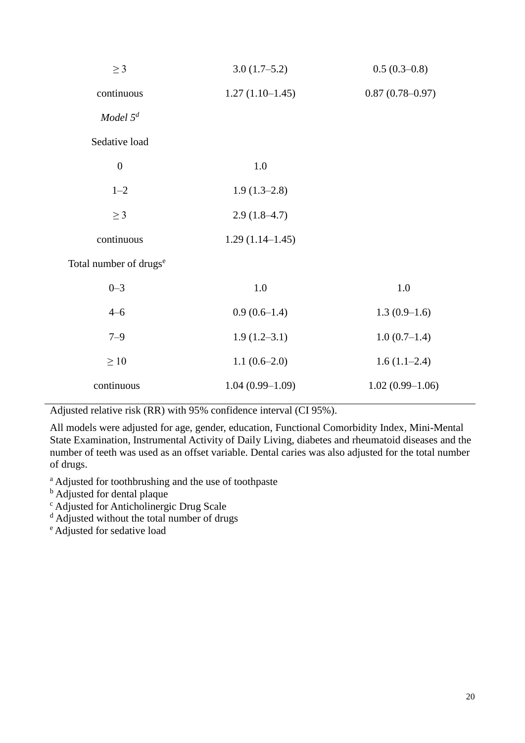| | | |
|---|---|---|
| ≥ 3 | 3.0 (1.7–5.2) | 0.5 (0.3–0.8) |
| continuous | 1.27 (1.10–1.45) | 0.87 (0.78–0.97) |
| *Model 5*[d] | | |
| Sedative load | | |
| 0 | 1.0 | |
| 1–2 | 1.9 (1.3–2.8) | |
| ≥ 3 | 2.9 (1.8–4.7) | |
| continuous | 1.29 (1.14–1.45) | |
| Total number of drugs[e] | | |
| 0–3 | 1.0 | 1.0 |
| 4–6 | 0.9 (0.6–1.4) | 1.3 (0.9–1.6) |
| 7–9 | 1.9 (1.2–3.1) | 1.0 (0.7–1.4) |
| ≥ 10 | 1.1 (0.6–2.0) | 1.6 (1.1–2.4) |
| continuous | 1.04 (0.99–1.09) | 1.02 (0.99–1.06) |

Adjusted relative risk (RR) with 95% confidence interval (CI 95%).

All models were adjusted for age, gender, education, Functional Comorbidity Index, Mini-Mental State Examination, Instrumental Activity of Daily Living, diabetes and rheumatoid diseases and the number of teeth was used as an offset variable. Dental caries was also adjusted for the total number of drugs.

[a] Adjusted for toothbrushing and the use of toothpaste
[b] Adjusted for dental plaque
[c] Adjusted for Anticholinergic Drug Scale
[d] Adjusted without the total number of drugs
[e] Adjusted for sedative load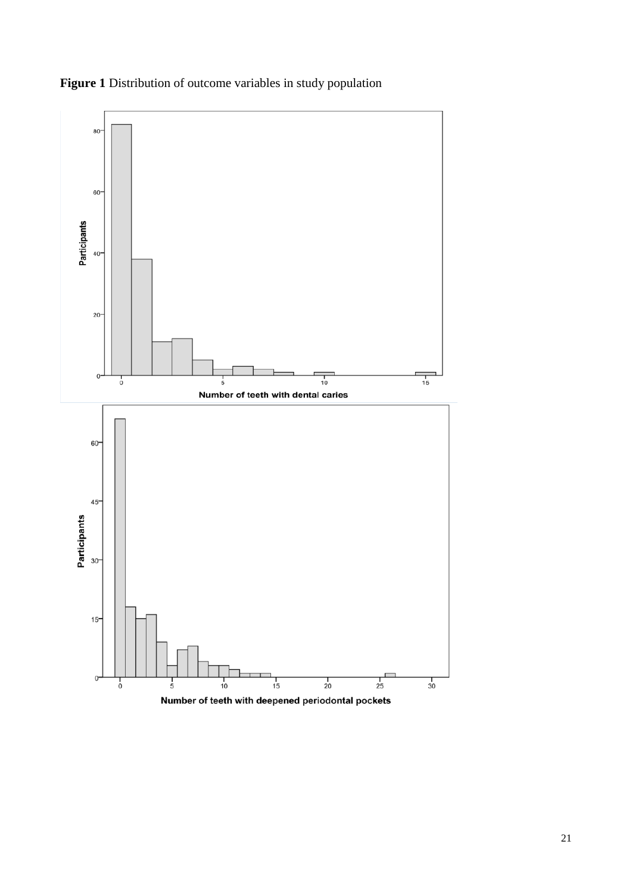**Figure 1** Distribution of outcome variables in study population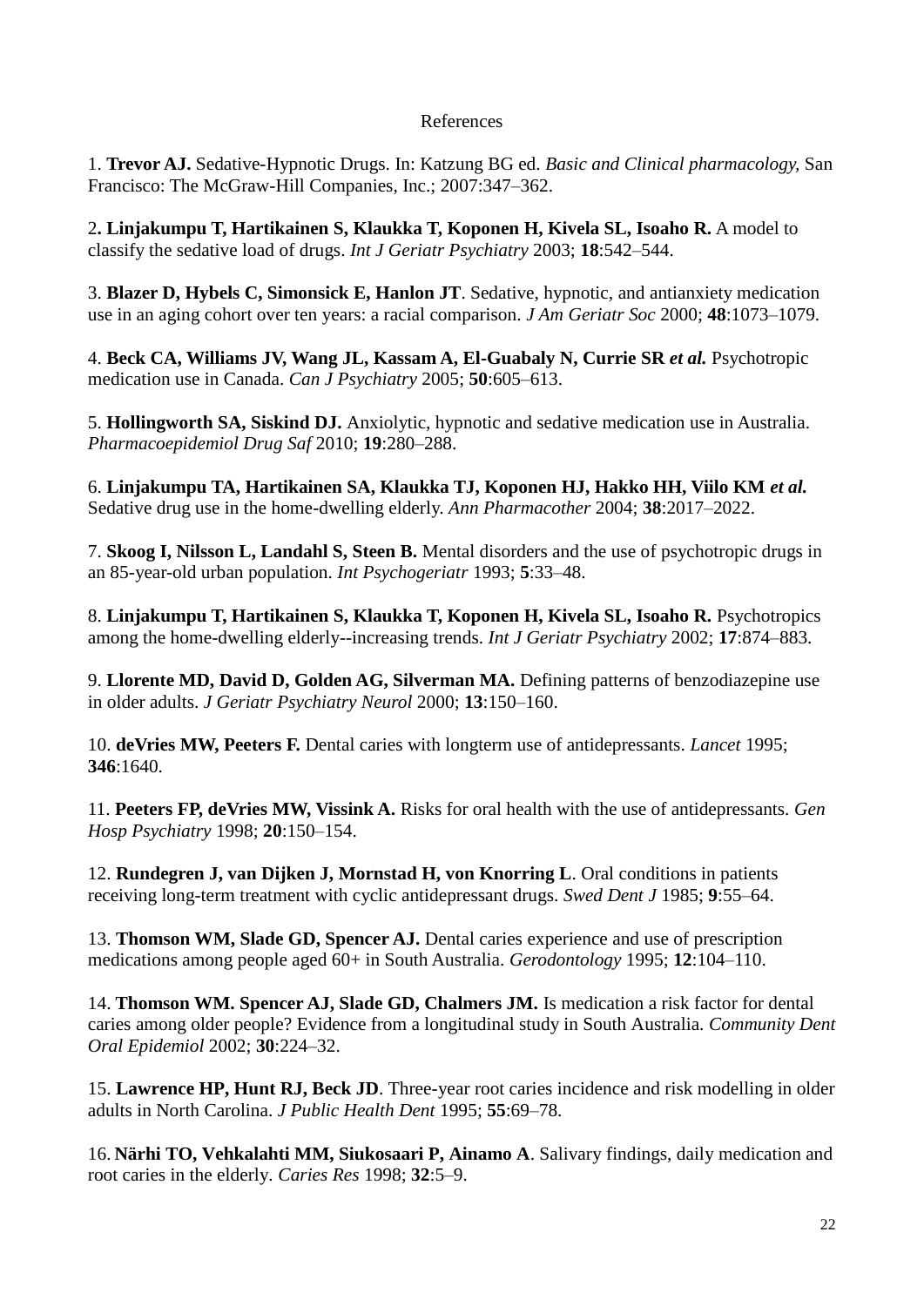References

1. **Trevor AJ.** Sedative-Hypnotic Drugs. In: Katzung BG ed. *Basic and Clinical pharmacology*, San Francisco: The McGraw-Hill Companies, Inc.; 2007:347–362.

2**. Linjakumpu T, Hartikainen S, Klaukka T, Koponen H, Kivela SL, Isoaho R.** A model to classify the sedative load of drugs. *Int J Geriatr Psychiatry* 2003; **18**:542–544.

3. **Blazer D, Hybels C, Simonsick E, Hanlon JT**. Sedative, hypnotic, and antianxiety medication use in an aging cohort over ten years: a racial comparison. *J Am Geriatr Soc* 2000; **48**:1073–1079.

4. **Beck CA, Williams JV, Wang JL, Kassam A, El-Guabaly N, Currie SR *et al.*** Psychotropic medication use in Canada. *Can J Psychiatry* 2005; **50**:605–613.

5. **Hollingworth SA, Siskind DJ.** Anxiolytic, hypnotic and sedative medication use in Australia. *Pharmacoepidemiol Drug Saf* 2010; **19**:280–288.

6. **Linjakumpu TA, Hartikainen SA, Klaukka TJ, Koponen HJ, Hakko HH, Viilo KM *et al.*** Sedative drug use in the home-dwelling elderly. *Ann Pharmacother* 2004; **38**:2017–2022.

7. **Skoog I, Nilsson L, Landahl S, Steen B.** Mental disorders and the use of psychotropic drugs in an 85-year-old urban population. *Int Psychogeriatr* 1993; **5**:33–48.

8. **Linjakumpu T, Hartikainen S, Klaukka T, Koponen H, Kivela SL, Isoaho R.** Psychotropics among the home-dwelling elderly--increasing trends. *Int J Geriatr Psychiatry* 2002; **17**:874–883.

9. **Llorente MD, David D, Golden AG, Silverman MA.** Defining patterns of benzodiazepine use in older adults. *J Geriatr Psychiatry Neurol* 2000; **13**:150–160.

10. **deVries MW, Peeters F.** Dental caries with longterm use of antidepressants. *Lancet* 1995; **346**:1640.

11. **Peeters FP, deVries MW, Vissink A.** Risks for oral health with the use of antidepressants. *Gen Hosp Psychiatry* 1998; **20**:150–154.

12. **Rundegren J, van Dijken J, Mornstad H, von Knorring L**. Oral conditions in patients receiving long-term treatment with cyclic antidepressant drugs. *Swed Dent J* 1985; **9**:55–64.

13. **Thomson WM, Slade GD, Spencer AJ.** Dental caries experience and use of prescription medications among people aged 60+ in South Australia. *Gerodontology* 1995; **12**:104–110.

14. **Thomson WM. Spencer AJ, Slade GD, Chalmers JM.** Is medication a risk factor for dental caries among older people? Evidence from a longitudinal study in South Australia. *Community Dent Oral Epidemiol* 2002; **30**:224–32.

15. **Lawrence HP, Hunt RJ, Beck JD**. Three-year root caries incidence and risk modelling in older adults in North Carolina. *J Public Health Dent* 1995; **55**:69–78.

16. **Närhi TO, Vehkalahti MM, Siukosaari P, Ainamo A**. Salivary findings, daily medication and root caries in the elderly. *Caries Res* 1998; **32**:5–9.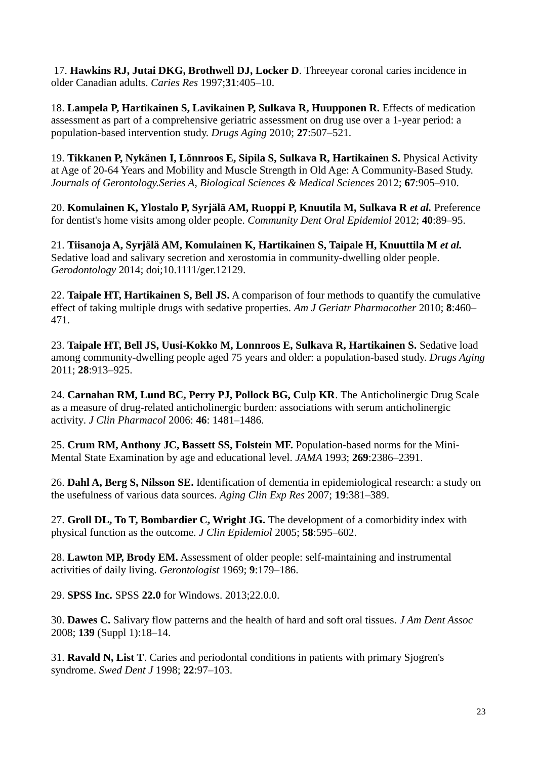17. **Hawkins RJ, Jutai DKG, Brothwell DJ, Locker D**. Threeyear coronal caries incidence in older Canadian adults. *Caries Res* 1997;**31**:405–10.

18. **Lampela P, Hartikainen S, Lavikainen P, Sulkava R, Huupponen R.** Effects of medication assessment as part of a comprehensive geriatric assessment on drug use over a 1-year period: a population-based intervention study. *Drugs Aging* 2010; **27**:507–521.

19. **Tikkanen P, Nykänen I, Lönnroos E, Sipila S, Sulkava R, Hartikainen S.** Physical Activity at Age of 20-64 Years and Mobility and Muscle Strength in Old Age: A Community-Based Study. *Journals of Gerontology.Series A, Biological Sciences & Medical Sciences* 2012; **67**:905–910.

20. **Komulainen K, Ylostalo P, Syrjälä AM, Ruoppi P, Knuutila M, Sulkava R *et al.*** Preference for dentist's home visits among older people. *Community Dent Oral Epidemiol* 2012; **40**:89–95.

21. **Tiisanoja A, Syrjälä AM, Komulainen K, Hartikainen S, Taipale H, Knuuttila M *et al.*** Sedative load and salivary secretion and xerostomia in community-dwelling older people. *Gerodontology* 2014; doi;10.1111/ger.12129.

22. **Taipale HT, Hartikainen S, Bell JS.** A comparison of four methods to quantify the cumulative effect of taking multiple drugs with sedative properties. *Am J Geriatr Pharmacother* 2010; **8**:460–471.

23. **Taipale HT, Bell JS, Uusi-Kokko M, Lonnroos E, Sulkava R, Hartikainen S.** Sedative load among community-dwelling people aged 75 years and older: a population-based study. *Drugs Aging* 2011; **28**:913–925.

24. **Carnahan RM, Lund BC, Perry PJ, Pollock BG, Culp KR**. The Anticholinergic Drug Scale as a measure of drug-related anticholinergic burden: associations with serum anticholinergic activity. *J Clin Pharmacol* 2006: **46**: 1481–1486.

25. **Crum RM, Anthony JC, Bassett SS, Folstein MF.** Population-based norms for the Mini-Mental State Examination by age and educational level. *JAMA* 1993; **269**:2386–2391.

26. **Dahl A, Berg S, Nilsson SE.** Identification of dementia in epidemiological research: a study on the usefulness of various data sources. *Aging Clin Exp Res* 2007; **19**:381–389.

27. **Groll DL, To T, Bombardier C, Wright JG.** The development of a comorbidity index with physical function as the outcome. *J Clin Epidemiol* 2005; **58**:595–602.

28. **Lawton MP, Brody EM.** Assessment of older people: self-maintaining and instrumental activities of daily living. *Gerontologist* 1969; **9**:179–186.

29. **SPSS Inc.** SPSS **22.0** for Windows. 2013;22.0.0.

30. **Dawes C.** Salivary flow patterns and the health of hard and soft oral tissues. *J Am Dent Assoc* 2008; **139** (Suppl 1):18–14.

31. **Ravald N, List T**. Caries and periodontal conditions in patients with primary Sjogren's syndrome. *Swed Dent J* 1998; **22**:97–103.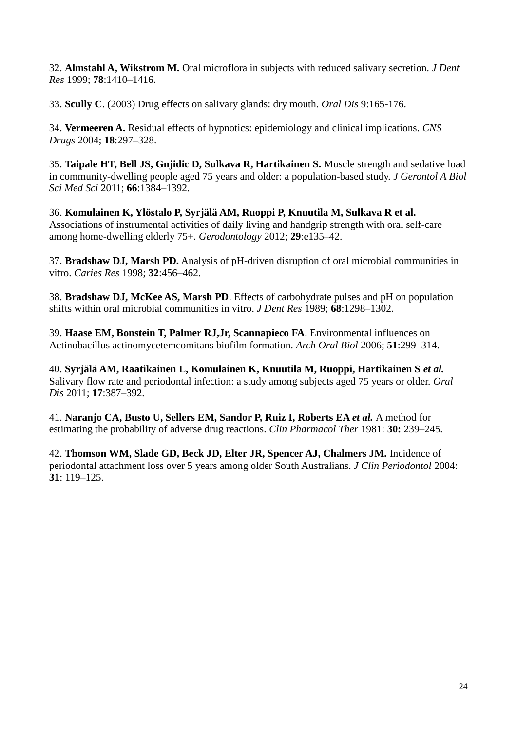32. **Almstahl A, Wikstrom M.** Oral microflora in subjects with reduced salivary secretion. *J Dent Res* 1999; **78**:1410–1416.

33. **Scully C**. (2003) Drug effects on salivary glands: dry mouth. *Oral Dis* 9:165-176.

34. **Vermeeren A.** Residual effects of hypnotics: epidemiology and clinical implications. *CNS Drugs* 2004; **18**:297–328.

35. **Taipale HT, Bell JS, Gnjidic D, Sulkava R, Hartikainen S.** Muscle strength and sedative load in community-dwelling people aged 75 years and older: a population-based study. *J Gerontol A Biol Sci Med Sci* 2011; **66**:1384–1392.

36. **Komulainen K, Ylöstalo P, Syrjälä AM, Ruoppi P, Knuutila M, Sulkava R et al.** Associations of instrumental activities of daily living and handgrip strength with oral self-care among home-dwelling elderly 75+. *Gerodontology* 2012; **29**:e135–42.

37. **Bradshaw DJ, Marsh PD.** Analysis of pH-driven disruption of oral microbial communities in vitro. *Caries Res* 1998; **32**:456–462.

38. **Bradshaw DJ, McKee AS, Marsh PD**. Effects of carbohydrate pulses and pH on population shifts within oral microbial communities in vitro. *J Dent Res* 1989; **68**:1298–1302.

39. **Haase EM, Bonstein T, Palmer RJ,Jr, Scannapieco FA**. Environmental influences on Actinobacillus actinomycetemcomitans biofilm formation. *Arch Oral Biol* 2006; **51**:299–314.

40. **Syrjälä AM, Raatikainen L, Komulainen K, Knuutila M, Ruoppi, Hartikainen S *et al.*** Salivary flow rate and periodontal infection: a study among subjects aged 75 years or older. *Oral Dis* 2011; **17**:387–392.

41. **Naranjo CA, Busto U, Sellers EM, Sandor P, Ruiz I, Roberts EA *et al.*** A method for estimating the probability of adverse drug reactions. *Clin Pharmacol Ther* 1981: **30:** 239–245.

42. **Thomson WM, Slade GD, Beck JD, Elter JR, Spencer AJ, Chalmers JM.** Incidence of periodontal attachment loss over 5 years among older South Australians. *J Clin Periodontol* 2004: **31**: 119–125.